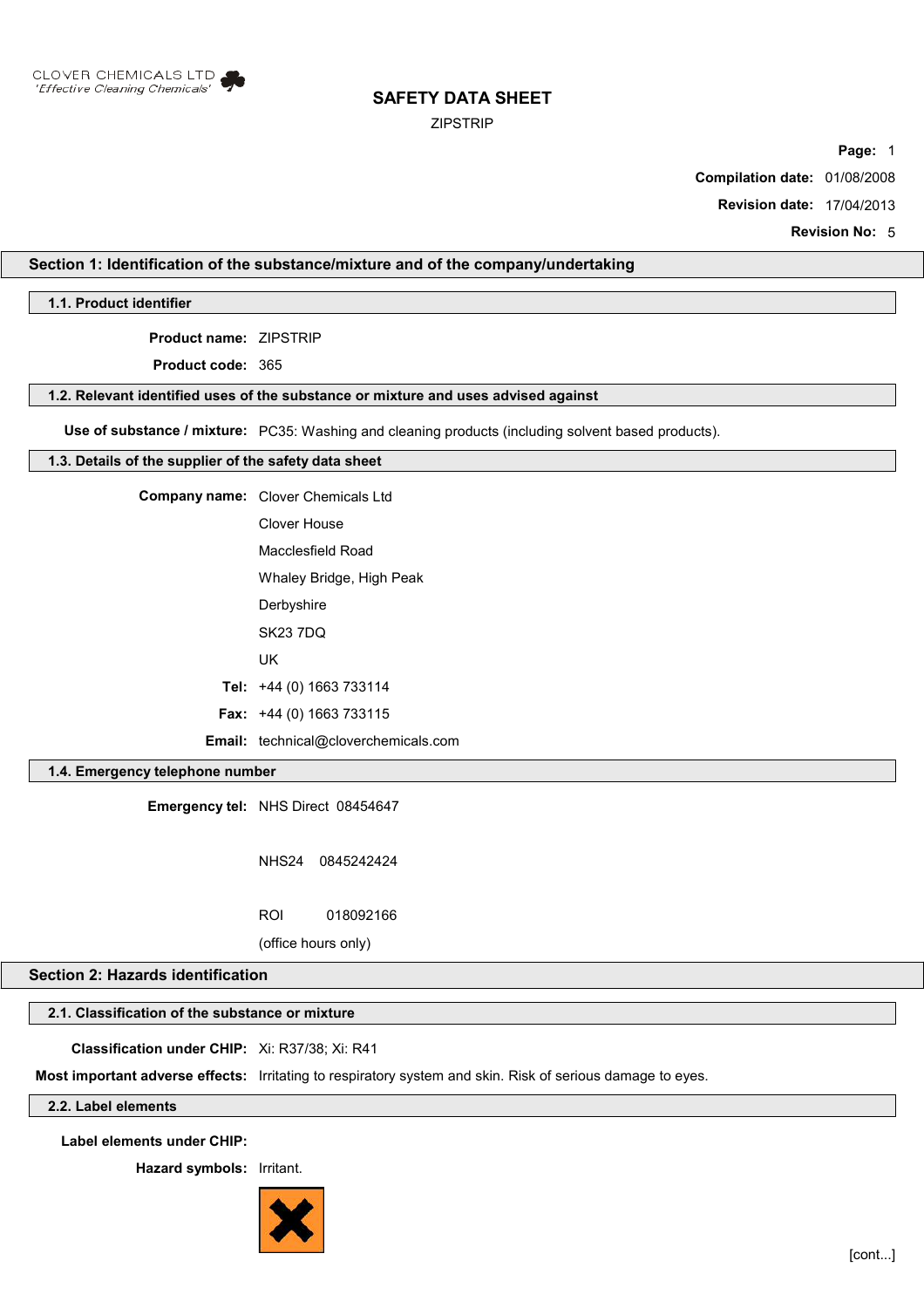CLOVER CHEMICALS LTD
*'Effective Cleaning Chemicals'*

# SAFETY DATA SHEET

ZIPSTRIP

**Compilation date:** 01/08/2008

**Revision date:** 17/04/2013

**Revision No:** 5

## Section 1: Identification of the substance/mixture and of the company/undertaking

### 1.1. Product identifier

**Product name:** ZIPSTRIP

**Product code:** 365

### 1.2. Relevant identified uses of the substance or mixture and uses advised against

**Use of substance / mixture:** PC35: Washing and cleaning products (including solvent based products).

### 1.3. Details of the supplier of the safety data sheet

**Company name:** Clover Chemicals Ltd
Clover House
Macclesfield Road
Whaley Bridge, High Peak
Derbyshire
SK23 7DQ
UK

**Tel:** +44 (0) 1663 733114

**Fax:** +44 (0) 1663 733115

**Email:** technical@cloverchemicals.com

### 1.4. Emergency telephone number

**Emergency tel:** NHS Direct 08454647

NHS24 0845242424

ROI 018092166

(office hours only)

## Section 2: Hazards identification

### 2.1. Classification of the substance or mixture

**Classification under CHIP:** Xi: R37/38; Xi: R41

**Most important adverse effects:** Irritating to respiratory system and skin. Risk of serious damage to eyes.

### 2.2. Label elements

**Label elements under CHIP:**

**Hazard symbols:** Irritant.

[cont...]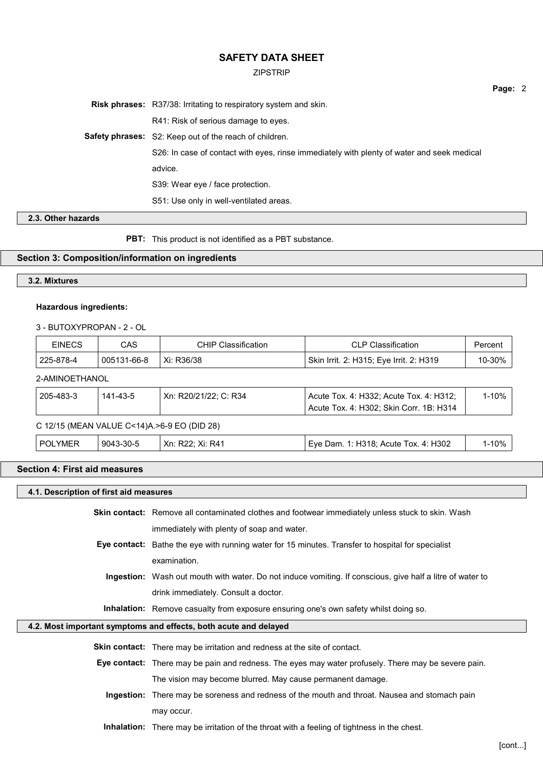**Risk phrases:** R37/38: Irritating to respiratory system and skin.

R41: Risk of serious damage to eyes.

**Safety phrases:** S2: Keep out of the reach of children.

S26: In case of contact with eyes, rinse immediately with plenty of water and seek medical advice.

S39: Wear eye / face protection.

S51: Use only in well-ventilated areas.

### 2.3. Other hazards

**PBT:** This product is not identified as a PBT substance.

## Section 3: Composition/information on ingredients

### 3.2. Mixtures

**Hazardous ingredients:**

3 - BUTOXYPROPAN - 2 - OL

| EINECS | CAS | CHIP Classification | CLP Classification | Percent |
|---|---|---|---|---|
| 225-878-4 | 005131-66-8 | Xi: R36/38 | Skin Irrit. 2: H315; Eye Irrit. 2: H319 | 10-30% |

2-AMINOETHANOL

| EINECS | CAS | CHIP Classification | CLP Classification | Percent |
|---|---|---|---|---|
| 205-483-3 | 141-43-5 | Xn: R20/21/22; C: R34 | Acute Tox. 4: H332; Acute Tox. 4: H312; Acute Tox. 4: H302; Skin Corr. 1B: H314 | 1-10% |

C 12/15 (MEAN VALUE C<14)A.>6-9 EO (DID 28)

| EINECS | CAS | CHIP Classification | CLP Classification | Percent |
|---|---|---|---|---|
| POLYMER | 9043-30-5 | Xn: R22; Xi: R41 | Eye Dam. 1: H318; Acute Tox. 4: H302 | 1-10% |

## Section 4: First aid measures

### 4.1. Description of first aid measures

**Skin contact:** Remove all contaminated clothes and footwear immediately unless stuck to skin. Wash immediately with plenty of soap and water.

**Eye contact:** Bathe the eye with running water for 15 minutes. Transfer to hospital for specialist examination.

**Ingestion:** Wash out mouth with water. Do not induce vomiting. If conscious, give half a litre of water to drink immediately. Consult a doctor.

**Inhalation:** Remove casualty from exposure ensuring one's own safety whilst doing so.

### 4.2. Most important symptoms and effects, both acute and delayed

**Skin contact:** There may be irritation and redness at the site of contact.

**Eye contact:** There may be pain and redness. The eyes may water profusely. There may be severe pain. The vision may become blurred. May cause permanent damage.

**Ingestion:** There may be soreness and redness of the mouth and throat. Nausea and stomach pain may occur.

**Inhalation:** There may be irritation of the throat with a feeling of tightness in the chest.

[cont...]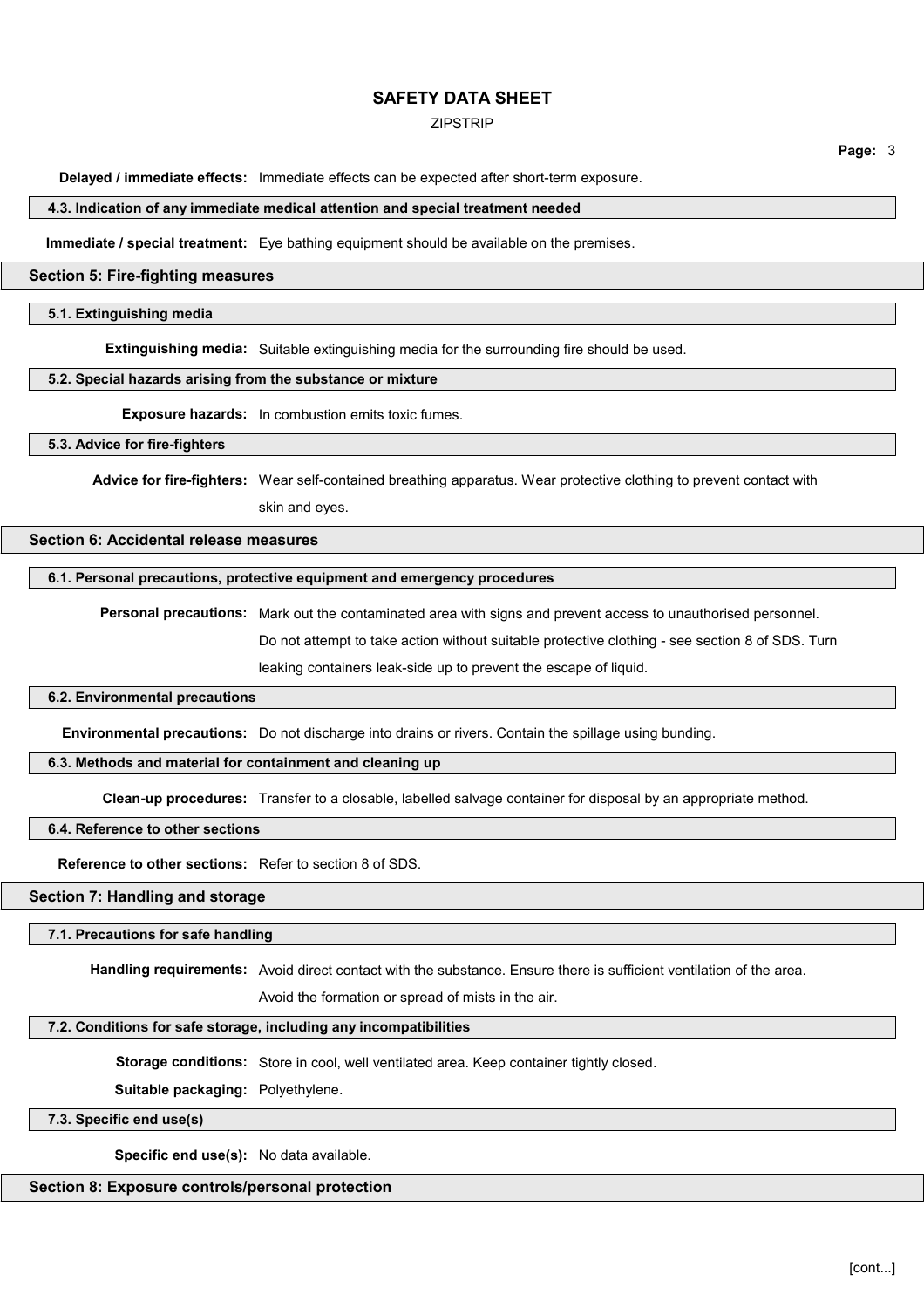**Delayed / immediate effects:** Immediate effects can be expected after short-term exposure.

### 4.3. Indication of any immediate medical attention and special treatment needed

**Immediate / special treatment:** Eye bathing equipment should be available on the premises.

## Section 5: Fire-fighting measures

### 5.1. Extinguishing media

**Extinguishing media:** Suitable extinguishing media for the surrounding fire should be used.

### 5.2. Special hazards arising from the substance or mixture

**Exposure hazards:** In combustion emits toxic fumes.

### 5.3. Advice for fire-fighters

**Advice for fire-fighters:** Wear self-contained breathing apparatus. Wear protective clothing to prevent contact with skin and eyes.

## Section 6: Accidental release measures

### 6.1. Personal precautions, protective equipment and emergency procedures

**Personal precautions:** Mark out the contaminated area with signs and prevent access to unauthorised personnel. Do not attempt to take action without suitable protective clothing - see section 8 of SDS. Turn leaking containers leak-side up to prevent the escape of liquid.

### 6.2. Environmental precautions

**Environmental precautions:** Do not discharge into drains or rivers. Contain the spillage using bunding.

### 6.3. Methods and material for containment and cleaning up

**Clean-up procedures:** Transfer to a closable, labelled salvage container for disposal by an appropriate method.

### 6.4. Reference to other sections

**Reference to other sections:** Refer to section 8 of SDS.

## Section 7: Handling and storage

### 7.1. Precautions for safe handling

**Handling requirements:** Avoid direct contact with the substance. Ensure there is sufficient ventilation of the area. Avoid the formation or spread of mists in the air.

### 7.2. Conditions for safe storage, including any incompatibilities

**Storage conditions:** Store in cool, well ventilated area. Keep container tightly closed.

**Suitable packaging:** Polyethylene.

### 7.3. Specific end use(s)

**Specific end use(s):** No data available.

## Section 8: Exposure controls/personal protection

[cont...]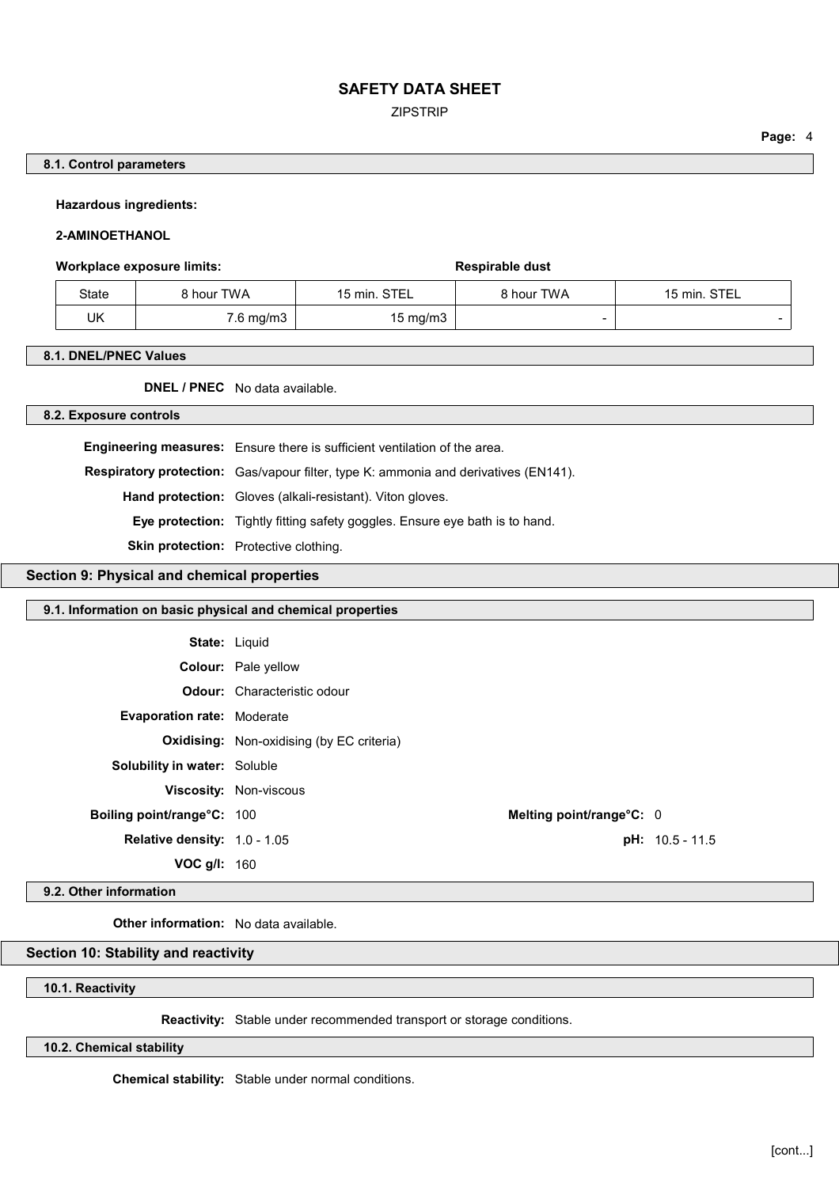### 8.1. Control parameters

**Hazardous ingredients:**

**2-AMINOETHANOL**

| | Workplace exposure limits: | | Respirable dust | |
|---|---|---|---|---|
| State | 8 hour TWA | 15 min. STEL | 8 hour TWA | 15 min. STEL |
| UK | 7.6 mg/m3 | 15 mg/m3 | - | - |

### 8.1. DNEL/PNEC Values

**DNEL / PNEC** No data available.

### 8.2. Exposure controls

**Engineering measures:** Ensure there is sufficient ventilation of the area.

**Respiratory protection:** Gas/vapour filter, type K: ammonia and derivatives (EN141).

**Hand protection:** Gloves (alkali-resistant). Viton gloves.

**Eye protection:** Tightly fitting safety goggles. Ensure eye bath is to hand.

**Skin protection:** Protective clothing.

## Section 9: Physical and chemical properties

### 9.1. Information on basic physical and chemical properties

**State:** Liquid

**Colour:** Pale yellow

**Odour:** Characteristic odour

**Evaporation rate:** Moderate

**Oxidising:** Non-oxidising (by EC criteria)

**Solubility in water:** Soluble

**Viscosity:** Non-viscous

**Boiling point/range°C:** 100

**Melting point/range°C:** 0

**Relative density:** 1.0 - 1.05

**pH:** 10.5 - 11.5

**VOC g/l:** 160

### 9.2. Other information

**Other information:** No data available.

## Section 10: Stability and reactivity

### 10.1. Reactivity

**Reactivity:** Stable under recommended transport or storage conditions.

### 10.2. Chemical stability

**Chemical stability:** Stable under normal conditions.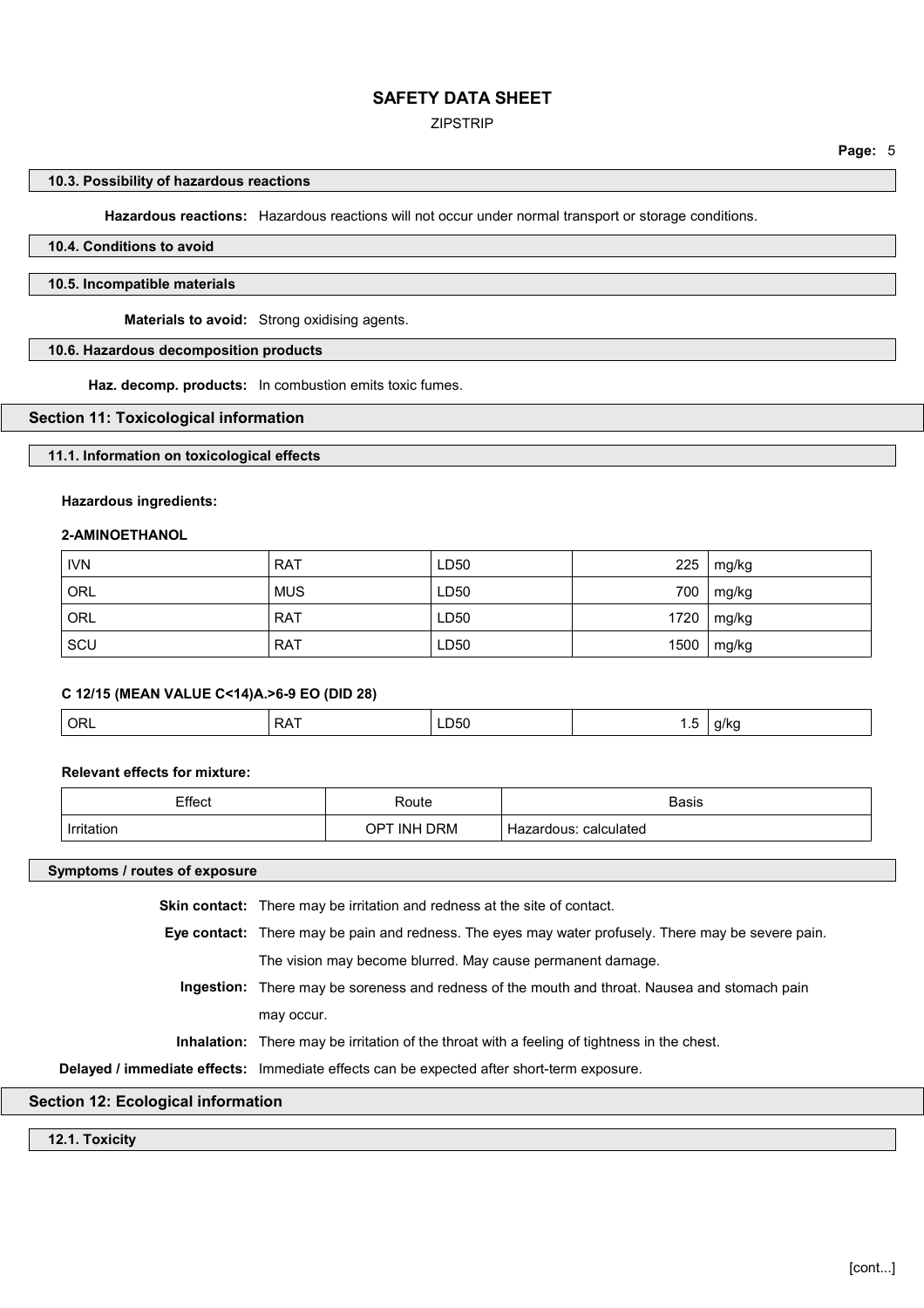#### 10.3. Possibility of hazardous reactions

**Hazardous reactions:** Hazardous reactions will not occur under normal transport or storage conditions.

#### 10.4. Conditions to avoid

#### 10.5. Incompatible materials

**Materials to avoid:** Strong oxidising agents.

#### 10.6. Hazardous decomposition products

**Haz. decomp. products:** In combustion emits toxic fumes.

## Section 11: Toxicological information

#### 11.1. Information on toxicological effects

**Hazardous ingredients:**

**2-AMINOETHANOL**

| | | | | |
|---|---|---|---|---|
| IVN | RAT | LD50 | 225 | mg/kg |
| ORL | MUS | LD50 | 700 | mg/kg |
| ORL | RAT | LD50 | 1720 | mg/kg |
| SCU | RAT | LD50 | 1500 | mg/kg |

**C 12/15 (MEAN VALUE C<14)A.>6-9 EO (DID 28)**

| | | | | |
|---|---|---|---|---|
| ORL | RAT | LD50 | 1.5 | g/kg |

**Relevant effects for mixture:**

| Effect | Route | Basis |
|---|---|---|
| Irritation | OPT INH DRM | Hazardous: calculated |

#### Symptoms / routes of exposure

**Skin contact:** There may be irritation and redness at the site of contact.

**Eye contact:** There may be pain and redness. The eyes may water profusely. There may be severe pain. The vision may become blurred. May cause permanent damage.

**Ingestion:** There may be soreness and redness of the mouth and throat. Nausea and stomach pain may occur.

**Inhalation:** There may be irritation of the throat with a feeling of tightness in the chest.

**Delayed / immediate effects:** Immediate effects can be expected after short-term exposure.

## Section 12: Ecological information

#### 12.1. Toxicity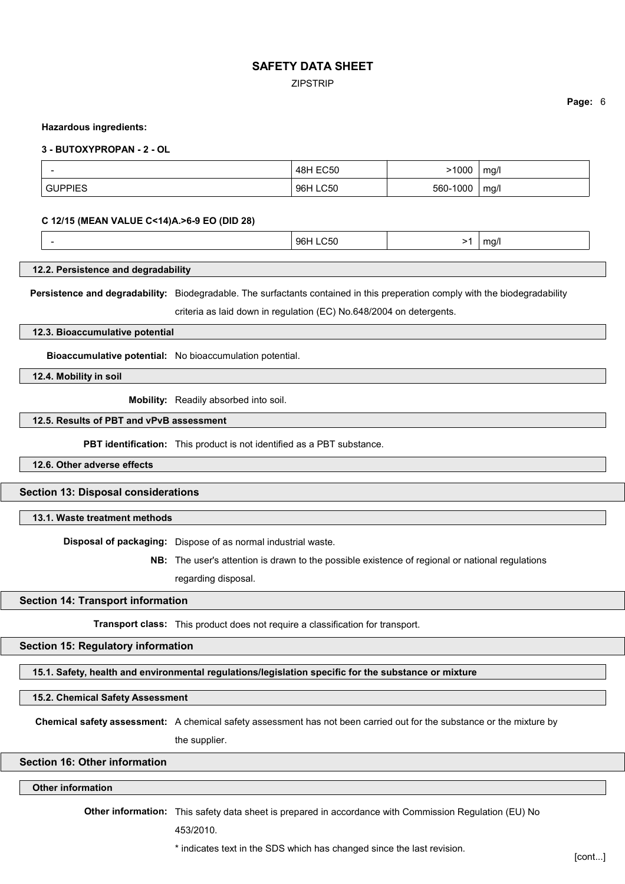**Hazardous ingredients:**

**3 - BUTOXYPROPAN - 2 - OL**

| | | | |
|---|---|---|---|
| - | 48H EC50 | >1000 | mg/l |
| GUPPIES | 96H LC50 | 560-1000 | mg/l |

**C 12/15 (MEAN VALUE C<14)A.>6-9 EO (DID 28)**

| | | | |
|---|---|---|---|
| - | 96H LC50 | >1 | mg/l |

### 12.2. Persistence and degradability

**Persistence and degradability:** Biodegradable. The surfactants contained in this preperation comply with the biodegradability criteria as laid down in regulation (EC) No.648/2004 on detergents.

### 12.3. Bioaccumulative potential

**Bioaccumulative potential:** No bioaccumulation potential.

### 12.4. Mobility in soil

**Mobility:** Readily absorbed into soil.

### 12.5. Results of PBT and vPvB assessment

**PBT identification:** This product is not identified as a PBT substance.

### 12.6. Other adverse effects

## Section 13: Disposal considerations

### 13.1. Waste treatment methods

**Disposal of packaging:** Dispose of as normal industrial waste.

**NB:** The user's attention is drawn to the possible existence of regional or national regulations regarding disposal.

## Section 14: Transport information

**Transport class:** This product does not require a classification for transport.

## Section 15: Regulatory information

### 15.1. Safety, health and environmental regulations/legislation specific for the substance or mixture

### 15.2. Chemical Safety Assessment

**Chemical safety assessment:** A chemical safety assessment has not been carried out for the substance or the mixture by the supplier.

## Section 16: Other information

### Other information

**Other information:** This safety data sheet is prepared in accordance with Commission Regulation (EU) No 453/2010.

* indicates text in the SDS which has changed since the last revision.

[cont...]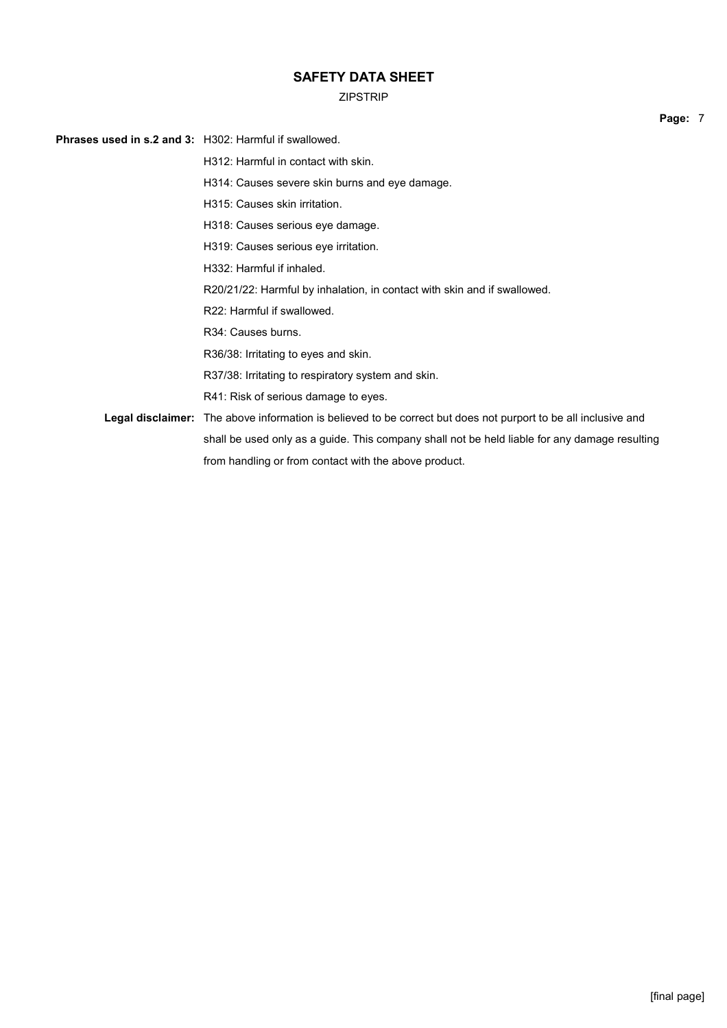**Phrases used in s.2 and 3:** H302: Harmful if swallowed.

H312: Harmful in contact with skin.

H314: Causes severe skin burns and eye damage.

H315: Causes skin irritation.

H318: Causes serious eye damage.

H319: Causes serious eye irritation.

H332: Harmful if inhaled.

R20/21/22: Harmful by inhalation, in contact with skin and if swallowed.

R22: Harmful if swallowed.

R34: Causes burns.

R36/38: Irritating to eyes and skin.

R37/38: Irritating to respiratory system and skin.

R41: Risk of serious damage to eyes.

**Legal disclaimer:** The above information is believed to be correct but does not purport to be all inclusive and shall be used only as a guide. This company shall not be held liable for any damage resulting from handling or from contact with the above product.

[final page]